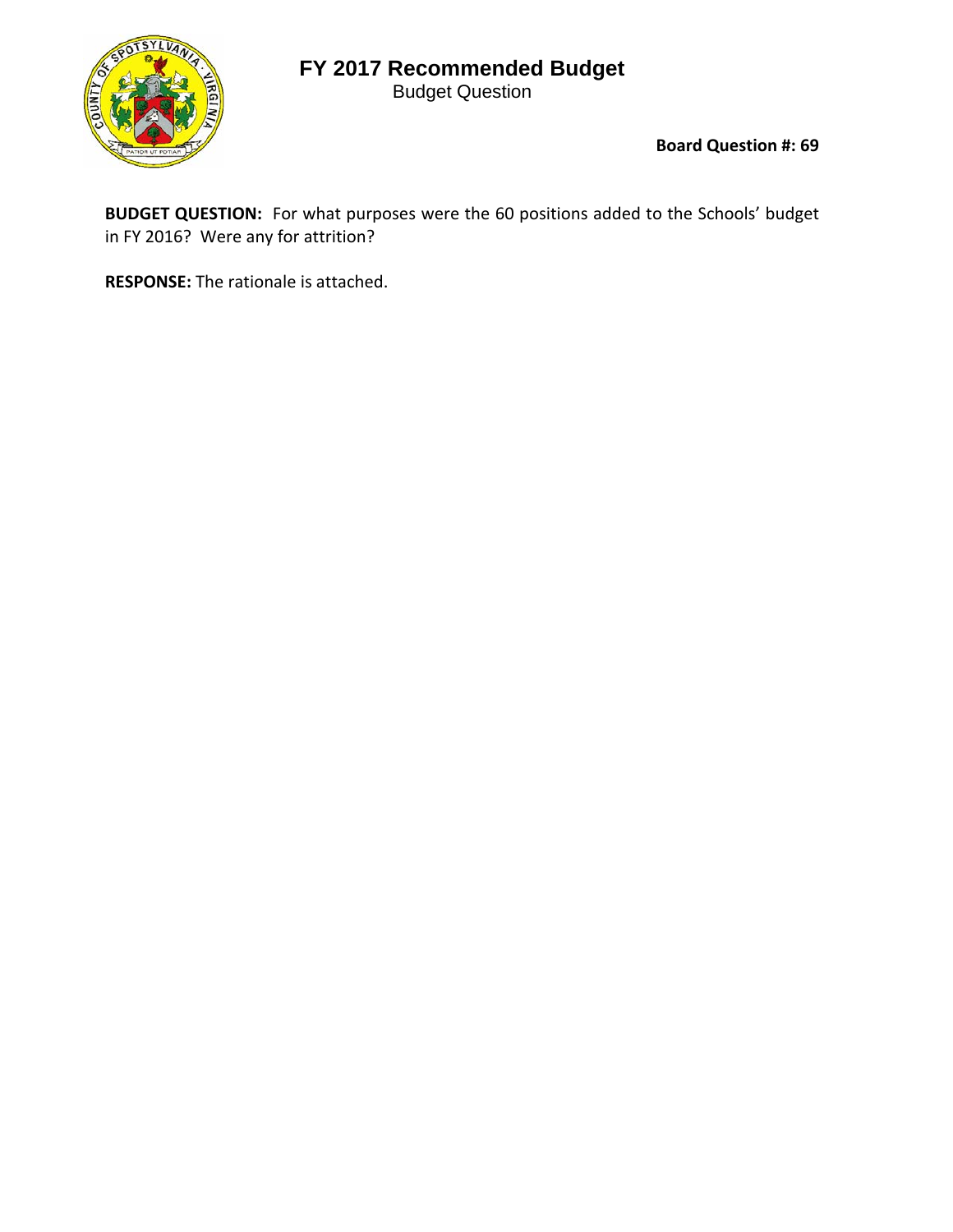# FY 2017 Recommended Budget

Budget Question

**Board Question #: 69**

**BUDGET QUESTION:** For what purposes were the 60 positions added to the Schools' budget in FY 2016? Were any for attrition?

**RESPONSE:** The rationale is attached.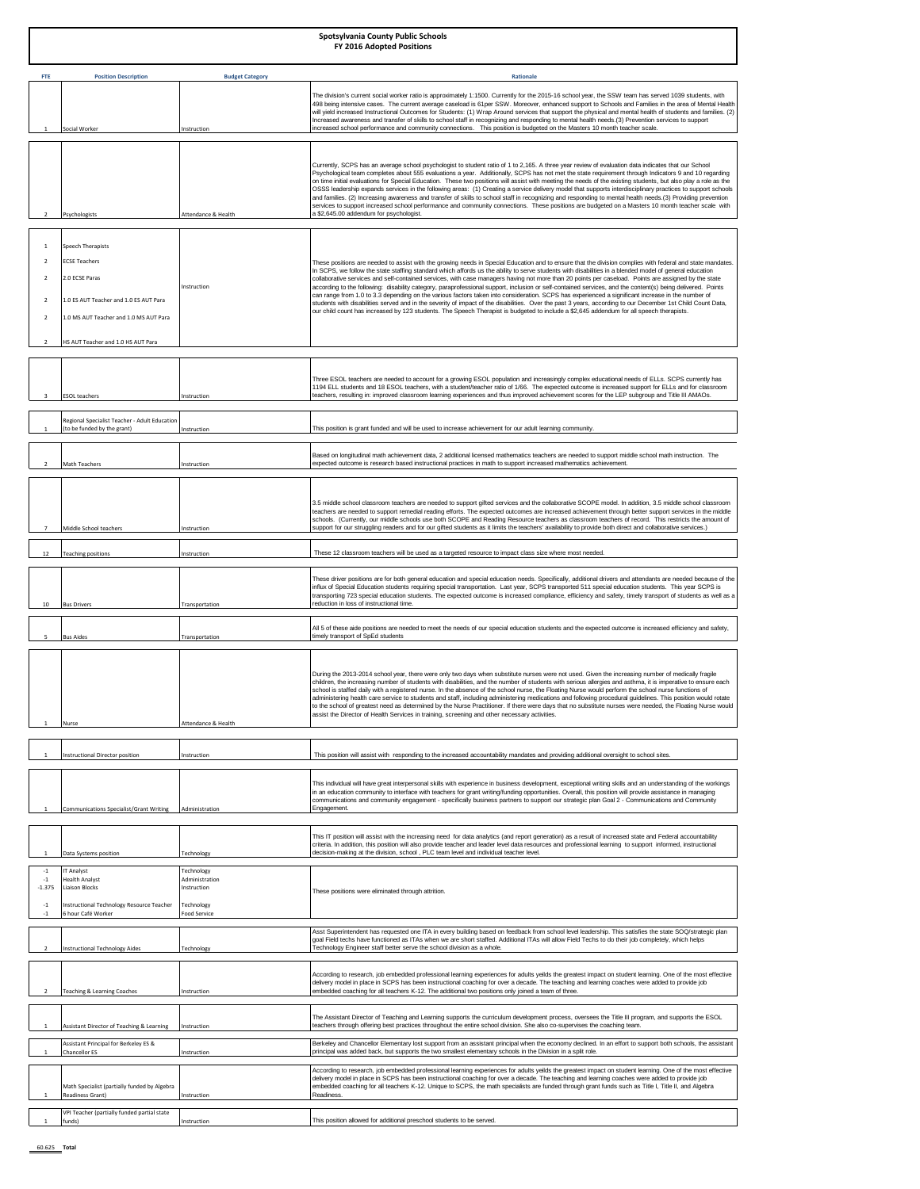# Spotsylvania County Public Schools
## FY 2016 Adopted Positions

| FTE | Position Description | Budget Category | Rationale |
|---|---|---|---|
| 1 | Social Worker | Instruction | The division's current social worker ratio is approximately 1:1500. Currently for the 2015-16 school year, the SSW team has served 1039 students, with 498 being intensive cases. The current average caseload is 61per SSW. Moreover, enhanced support to Schools and Families in the area of Mental Health will yield increased Instructional Outcomes for Students: (1) Wrap Around services that support the physical and mental health of students and families. (2) Increased awareness and transfer of skills to school staff in recognizing and responding to mental health needs.(3) Prevention services to support increased school performance and community connections. This position is budgeted on the Masters 10 month teacher scale. |
| 2 | Psychologists | Attendance & Health | Currently, SCPS has an average school psychologist to student ratio of 1 to 2,165. A three year review of evaluation data indicates that our School Psychological team completes about 555 evaluations a year. Additionally, SCPS has not met the state requirement through Indicators 9 and 10 regarding on time initial evaluations for Special Education. These two positions will assist with meeting the needs of the existing students, but also play a role as the OSSS leadership expands services in the following areas: (1) Creating a service delivery model that supports interdisciplinary practices to support schools and families. (2) Increasing awareness and transfer of skills to school staff in recognizing and responding to mental health needs.(3) Providing prevention services to support increased school performance and community connections. These positions are budgeted on a Masters 10 month teacher scale with a $2,645.00 addendum for psychologist. |
| 1 | Speech Therapists | Instruction | These positions are needed to assist with the growing needs in Special Education and to ensure that the division complies with federal and state mandates. In SCPS, we follow the state staffing standard which affords us the ability to serve students with disabilities in a blended model of general education collaborative services and self-contained services, with case managers having not more than 20 points per caseload. Points are assigned by the state according to the following: disability category, paraprofessional support, inclusion or self-contained services, and the content(s) being delivered. Points can range from 1.0 to 3.3 depending on the various factors taken into consideration. SCPS has experienced a significant increase in the number of students with disabilities served and in the severity of impact of the disabilities. Over the past 3 years, according to our December 1st Child Count Data, our child count has increased by 123 students. The Speech Therapist is budgeted to include a $2,645 addendum for all speech therapists. |
| 2 | ECSE Teachers | | |
| 2 | 2.0 ECSE Paras | | |
| 2 | 1.0 ES AUT Teacher and 1.0 ES AUT Para | | |
| 2 | 1.0 MS AUT Teacher and 1.0 MS AUT Para | | |
| 2 | HS AUT Teacher and 1.0 HS AUT Para | | |
| 3 | ESOL teachers | Instruction | Three ESOL teachers are needed to account for a growing ESOL population and increasingly complex educational needs of ELLs. SCPS currently has 1194 ELL students and 18 ESOL teachers, with a student/teacher ratio of 1/66. The expected outcome is increased support for ELLs and for classroom teachers, resulting in: improved classroom learning experiences and thus improved achievement scores for the LEP subgroup and Title III AMAOs. |
| 1 | Regional Specialist Teacher - Adult Education (to be funded by the grant) | Instruction | This position is grant funded and will be used to increase achievement for our adult learning community. |
| 2 | Math Teachers | Instruction | Based on longitudinal math achievement data, 2 additional licensed mathematics teachers are needed to support middle school math instruction. The expected outcome is research based instructional practices in math to support increased mathematics achievement. |
| 7 | Middle School teachers | Instruction | 3.5 middle school classroom teachers are needed to support gifted services and the collaborative SCOPE model. In addition, 3.5 middle school classroom teachers are needed to support remedial reading efforts. The expected outcomes are increased achievement through better support services in the middle schools. (Currently, our middle schools use both SCOPE and Reading Resource teachers as classroom teachers of record. This restricts the amount of support for our struggling readers and for our gifted students as it limits the teachers' availability to provide both direct and collaborative services.) |
| 12 | Teaching positions | Instruction | These 12 classroom teachers will be used as a targeted resource to impact class size where most needed. |
| 10 | Bus Drivers | Transportation | These driver positions are for both general education and special education needs. Specifically, additional drivers and attendants are needed because of the influx of Special Education students requiring special transportation. Last year, SCPS transported 511 special education students. This year SCPS is transporting 723 special education students. The expected outcome is increased compliance, efficiency and safety, timely transport of students as well as a reduction in loss of instructional time. |
| 5 | Bus Aides | Transportation | All 5 of these aide positions are needed to meet the needs of our special education students and the expected outcome is increased efficiency and safety, timely transport of SpEd students |
| 1 | Nurse | Attendance & Health | During the 2013-2014 school year, there were only two days when substitute nurses were not used. Given the increasing number of medically fragile children, the increasing number of students with disabilities, and the number of students with serious allergies and asthma, it is imperative to ensure each school is staffed daily with a registered nurse. In the absence of the school nurse, the Floating Nurse would perform the school nurse functions of administering health care service to students and staff, including administering medications and following procedural guidelines. This position would rotate to the school of greatest need as determined by the Nurse Practitioner. If there were days that no substitute nurses were needed, the Floating Nurse would assist the Director of Health Services in training, screening and other necessary activities. |
| 1 | Instructional Director position | Instruction | This position will assist with responding to the increased accountability mandates and providing additional oversight to school sites. |
| 1 | Communications Specialist/Grant Writing | Administration | This individual will have great interpersonal skills with experience in business development, exceptional writing skills and an understanding of the workings in an education community to interface with teachers for grant writing/funding opportunities. Overall, this position will provide assistance in managing communications and community engagement - specifically business partners to support our strategic plan Goal 2 - Communications and Community Engagement. |
| 1 | Data Systems position | Technology | This IT position will assist with the increasing need for data analytics (and report generation) as a result of increased state and Federal accountability criteria. In addition, this position will also provide teacher and leader level data resources and professional learning to support informed, instructional decision-making at the division, school , PLC team level and individual teacher level. |
| -1 | IT Analyst | Technology | These positions were eliminated through attrition. |
| -1 | Health Analyst | Administration | |
| -1.375 | Liaison Blocks | Instruction | |
| -1 | Instructional Technology Resource Teacher | Technology | |
| -1 | 6 hour Café Worker | Food Service | |
| 2 | Instructional Technology Aides | Technology | Asst Superintendent has requested one ITA in every building based on feedback from school level leadership. This satisfies the state SOQ/strategic plan goal Field techs have functioned as ITAs when we are short staffed. Additional ITAs will allow Field Techs to do their job completely, which helps Technology Engineer staff better serve the school division as a whole. |
| 2 | Teaching & Learning Coaches | Instruction | According to research, job embedded professional learning experiences for adults yeilds the greatest impact on student learning. One of the most effective delivery model in place in SCPS has been instructional coaching for over a decade. The teaching and learning coaches were added to provide job embedded coaching for all teachers K-12. The additional two positions only joined a team of three. |
| 1 | Assistant Director of Teaching & Learning | Instruction | The Assistant Director of Teaching and Learning supports the curriculum development process, oversees the Title III program, and supports the ESOL teachers through offering best practices throughout the entire school division. She also co-supervises the coaching team. |
| 1 | Assistant Principal for Berkeley ES & Chancellor ES | Instruction | Berkeley and Chancellor Elementary lost support from an assistant principal when the economy declined. In an effort to support both schools, the assistant principal was added back, but supports the two smallest elementary schools in the Division in a split role. |
| 1 | Math Specialist (partially funded by Algebra Readiness Grant) | Instruction | According to research, job embedded professional learning experiences for adults yeilds the greatest impact on student learning. One of the most effective delivery model in place in SCPS has been instructional coaching for over a decade. The teaching and learning coaches were added to provide job embedded coaching for all teachers K-12. Unique to SCPS, the math specialists are funded through grant funds such as Title I, Title II, and Algebra Readiness. |
| 1 | VPI Teacher (partially funded partial state funds) | Instruction | This position allowed for additional preschool students to be served. |
| 60.625 | **Total** | | |